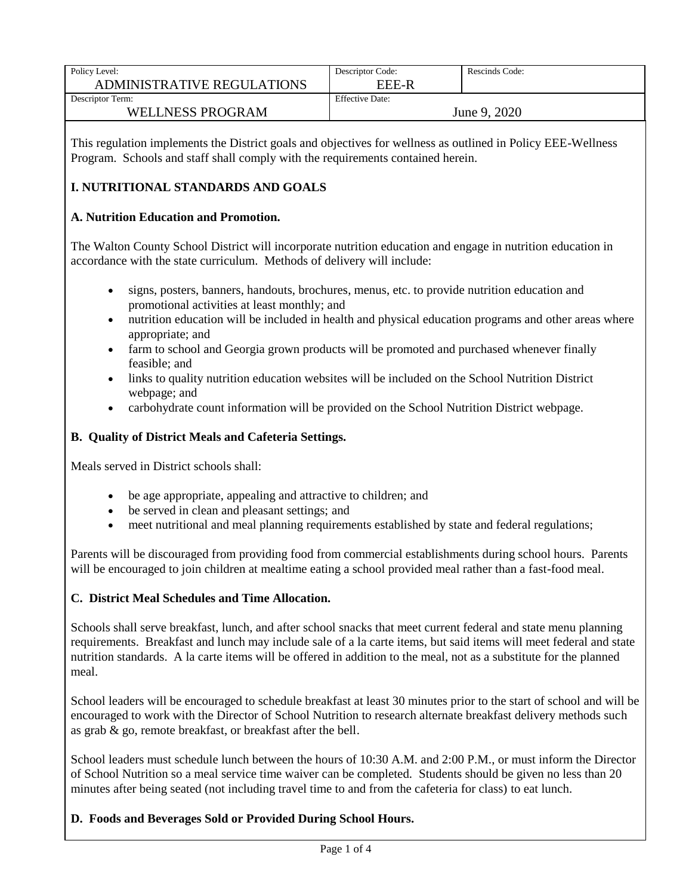| Policy Level: ADMINISTRATIVE REGULATIONS | Descriptor Code: EEE-R | Rescinds Code: |
| --- | --- | --- |
| Descriptor Term: WELLNESS PROGRAM | Effective Date: June 9, 2020 | |

This regulation implements the District goals and objectives for wellness as outlined in Policy EEE-Wellness Program. Schools and staff shall comply with the requirements contained herein.

## I. NUTRITIONAL STANDARDS AND GOALS

### A. Nutrition Education and Promotion.

The Walton County School District will incorporate nutrition education and engage in nutrition education in accordance with the state curriculum. Methods of delivery will include:

- signs, posters, banners, handouts, brochures, menus, etc. to provide nutrition education and promotional activities at least monthly; and
- nutrition education will be included in health and physical education programs and other areas where appropriate; and
- farm to school and Georgia grown products will be promoted and purchased whenever finally feasible; and
- links to quality nutrition education websites will be included on the School Nutrition District webpage; and
- carbohydrate count information will be provided on the School Nutrition District webpage.

### B. Quality of District Meals and Cafeteria Settings.

Meals served in District schools shall:

- be age appropriate, appealing and attractive to children; and
- be served in clean and pleasant settings; and
- meet nutritional and meal planning requirements established by state and federal regulations;

Parents will be discouraged from providing food from commercial establishments during school hours. Parents will be encouraged to join children at mealtime eating a school provided meal rather than a fast-food meal.

### C. District Meal Schedules and Time Allocation.

Schools shall serve breakfast, lunch, and after school snacks that meet current federal and state menu planning requirements. Breakfast and lunch may include sale of a la carte items, but said items will meet federal and state nutrition standards. A la carte items will be offered in addition to the meal, not as a substitute for the planned meal.

School leaders will be encouraged to schedule breakfast at least 30 minutes prior to the start of school and will be encouraged to work with the Director of School Nutrition to research alternate breakfast delivery methods such as grab & go, remote breakfast, or breakfast after the bell.

School leaders must schedule lunch between the hours of 10:30 A.M. and 2:00 P.M., or must inform the Director of School Nutrition so a meal service time waiver can be completed. Students should be given no less than 20 minutes after being seated (not including travel time to and from the cafeteria for class) to eat lunch.

### D. Foods and Beverages Sold or Provided During School Hours.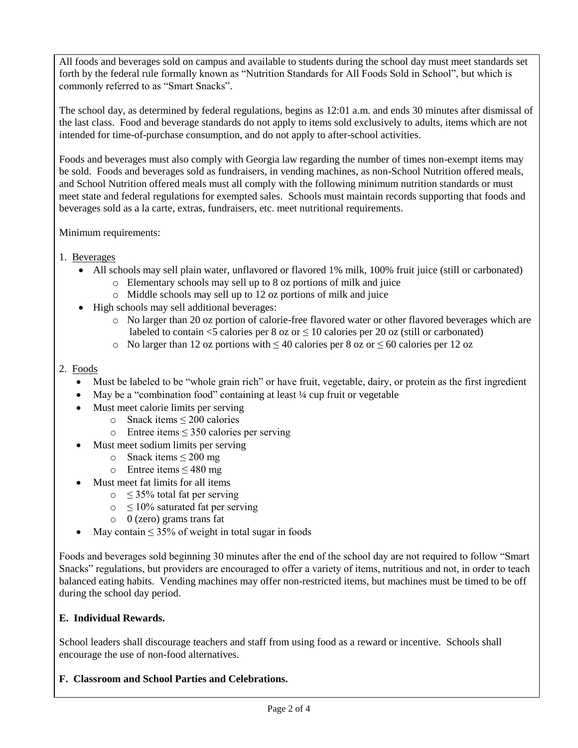All foods and beverages sold on campus and available to students during the school day must meet standards set forth by the federal rule formally known as "Nutrition Standards for All Foods Sold in School", but which is commonly referred to as "Smart Snacks".

The school day, as determined by federal regulations, begins as 12:01 a.m. and ends 30 minutes after dismissal of the last class. Food and beverage standards do not apply to items sold exclusively to adults, items which are not intended for time-of-purchase consumption, and do not apply to after-school activities.

Foods and beverages must also comply with Georgia law regarding the number of times non-exempt items may be sold. Foods and beverages sold as fundraisers, in vending machines, as non-School Nutrition offered meals, and School Nutrition offered meals must all comply with the following minimum nutrition standards or must meet state and federal regulations for exempted sales. Schools must maintain records supporting that foods and beverages sold as a la carte, extras, fundraisers, etc. meet nutritional requirements.

Minimum requirements:

1. Beverages
   - All schools may sell plain water, unflavored or flavored 1% milk, 100% fruit juice (still or carbonated)
     - Elementary schools may sell up to 8 oz portions of milk and juice
     - Middle schools may sell up to 12 oz portions of milk and juice
   - High schools may sell additional beverages:
     - No larger than 20 oz portion of calorie-free flavored water or other flavored beverages which are labeled to contain <5 calories per 8 oz or ≤ 10 calories per 20 oz (still or carbonated)
     - No larger than 12 oz portions with ≤ 40 calories per 8 oz or ≤ 60 calories per 12 oz

2. Foods
   - Must be labeled to be "whole grain rich" or have fruit, vegetable, dairy, or protein as the first ingredient
   - May be a "combination food" containing at least ¼ cup fruit or vegetable
   - Must meet calorie limits per serving
     - Snack items ≤ 200 calories
     - Entree items ≤ 350 calories per serving
   - Must meet sodium limits per serving
     - Snack items ≤ 200 mg
     - Entree items ≤ 480 mg
   - Must meet fat limits for all items
     - ≤ 35% total fat per serving
     - ≤ 10% saturated fat per serving
     - 0 (zero) grams trans fat
   - May contain ≤ 35% of weight in total sugar in foods

Foods and beverages sold beginning 30 minutes after the end of the school day are not required to follow "Smart Snacks" regulations, but providers are encouraged to offer a variety of items, nutritious and not, in order to teach balanced eating habits. Vending machines may offer non-restricted items, but machines must be timed to be off during the school day period.

**E. Individual Rewards.**

School leaders shall discourage teachers and staff from using food as a reward or incentive. Schools shall encourage the use of non-food alternatives.

**F. Classroom and School Parties and Celebrations.**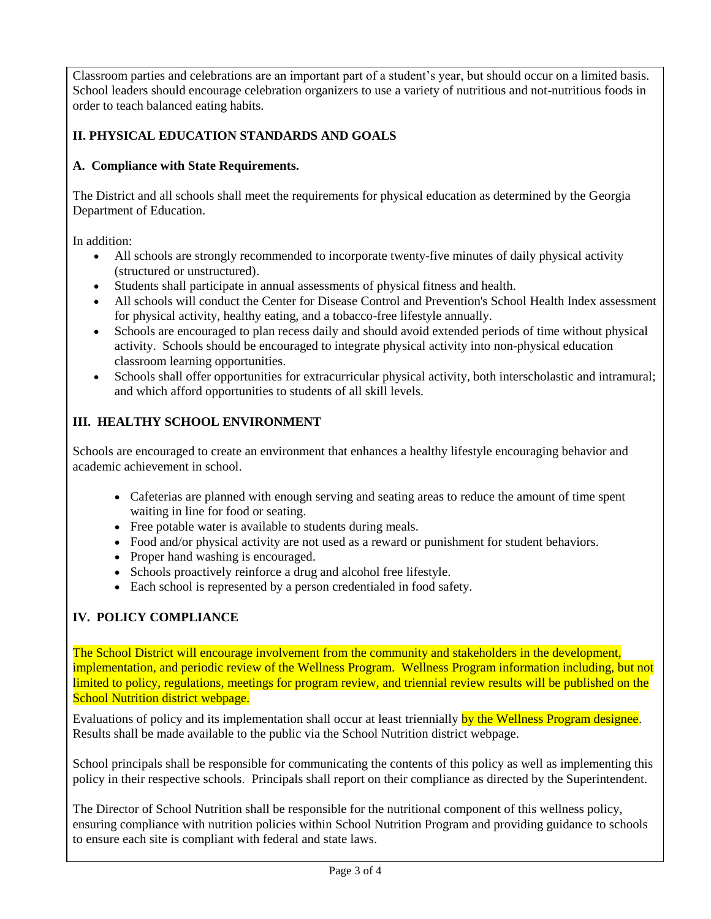Classroom parties and celebrations are an important part of a student's year, but should occur on a limited basis. School leaders should encourage celebration organizers to use a variety of nutritious and not-nutritious foods in order to teach balanced eating habits.

## II. PHYSICAL EDUCATION STANDARDS AND GOALS

### A. Compliance with State Requirements.

The District and all schools shall meet the requirements for physical education as determined by the Georgia Department of Education.

In addition:

- All schools are strongly recommended to incorporate twenty-five minutes of daily physical activity (structured or unstructured).
- Students shall participate in annual assessments of physical fitness and health.
- All schools will conduct the Center for Disease Control and Prevention's School Health Index assessment for physical activity, healthy eating, and a tobacco-free lifestyle annually.
- Schools are encouraged to plan recess daily and should avoid extended periods of time without physical activity. Schools should be encouraged to integrate physical activity into non-physical education classroom learning opportunities.
- Schools shall offer opportunities for extracurricular physical activity, both interscholastic and intramural; and which afford opportunities to students of all skill levels.

## III. HEALTHY SCHOOL ENVIRONMENT

Schools are encouraged to create an environment that enhances a healthy lifestyle encouraging behavior and academic achievement in school.

- Cafeterias are planned with enough serving and seating areas to reduce the amount of time spent waiting in line for food or seating.
- Free potable water is available to students during meals.
- Food and/or physical activity are not used as a reward or punishment for student behaviors.
- Proper hand washing is encouraged.
- Schools proactively reinforce a drug and alcohol free lifestyle.
- Each school is represented by a person credentialed in food safety.

## IV. POLICY COMPLIANCE

The School District will encourage involvement from the community and stakeholders in the development, implementation, and periodic review of the Wellness Program. Wellness Program information including, but not limited to policy, regulations, meetings for program review, and triennial review results will be published on the School Nutrition district webpage.

Evaluations of policy and its implementation shall occur at least triennially by the Wellness Program designee. Results shall be made available to the public via the School Nutrition district webpage.

School principals shall be responsible for communicating the contents of this policy as well as implementing this policy in their respective schools. Principals shall report on their compliance as directed by the Superintendent.

The Director of School Nutrition shall be responsible for the nutritional component of this wellness policy, ensuring compliance with nutrition policies within School Nutrition Program and providing guidance to schools to ensure each site is compliant with federal and state laws.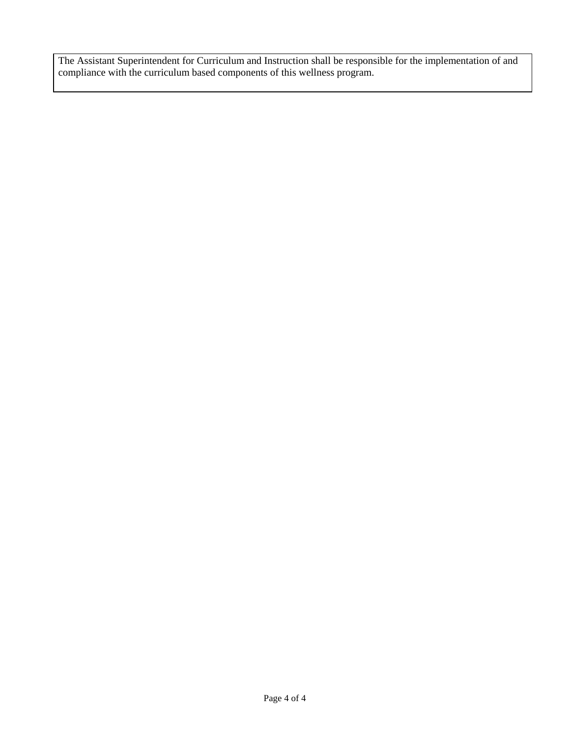The Assistant Superintendent for Curriculum and Instruction shall be responsible for the implementation of and compliance with the curriculum based components of this wellness program.